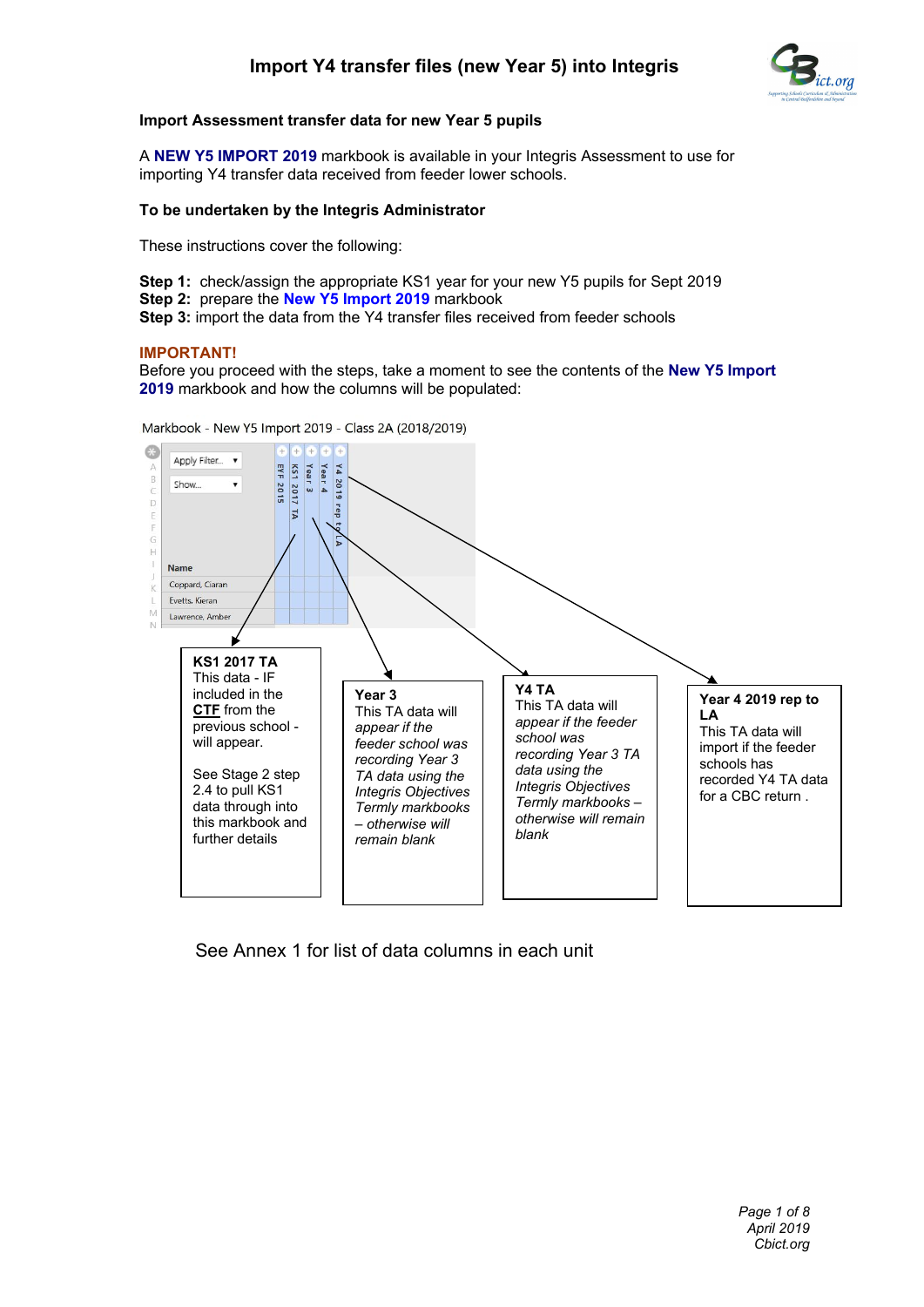# Import Y4 transfer files (new Year 5) into Integris

### Import Assessment transfer data for new Year 5 pupils

A **NEW Y5 IMPORT 2019** markbook is available in your Integris Assessment to use for importing Y4 transfer data received from feeder lower schools.

### To be undertaken by the Integris Administrator

These instructions cover the following:

**Step 1:** check/assign the appropriate KS1 year for your new Y5 pupils for Sept 2019
**Step 2:** prepare the **New Y5 Import 2019** markbook
**Step 3:** import the data from the Y4 transfer files received from feeder schools

**IMPORTANT!**
Before you proceed with the steps, take a moment to see the contents of the **New Y5 Import 2019** markbook and how the columns will be populated:

Markbook - New Y5 Import 2019 - Class 2A (2018/2019)

| Name | EYF 2015 | KS1 2017 TA | Year 3 | Year 4 | Y4 2019 rep to LA |
|---|---|---|---|---|---|
| Coppard, Ciaran | | | | | |
| Evetts, Kieran | | | | | |
| Lawrence, Amber | | | | | |

**KS1 2017 TA**
This data - IF included in the CTF from the previous school - will appear.

See Stage 2 step 2.4 to pull KS1 data through into this markbook and further details

**Year 3**
This TA data will *appear if the feeder school was recording Year 3 TA data using the Integris Objectives Termly markbooks – otherwise will remain blank*

**Y4 TA**
This TA data will *appear if the feeder school was recording Year 3 TA data using the Integris Objectives Termly markbooks – otherwise will remain blank*

**Year 4 2019 rep to LA**
This TA data will import if the feeder schools has recorded Y4 TA data for a CBC return .

See Annex 1 for list of data columns in each unit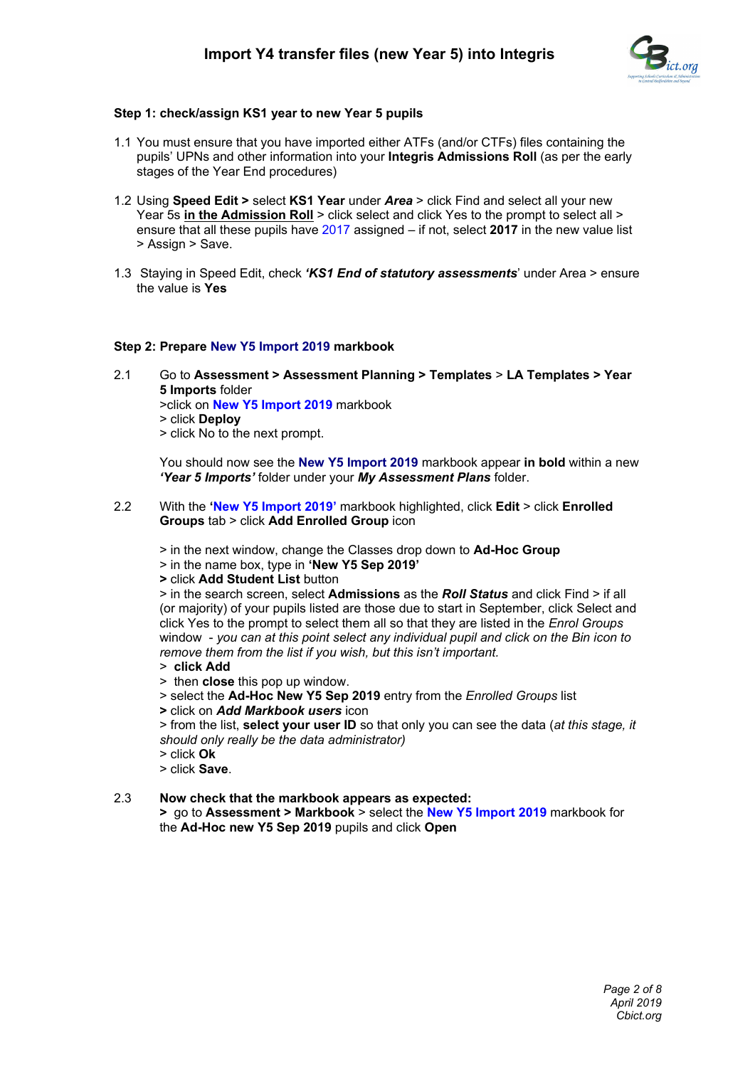# Import Y4 transfer files (new Year 5) into Integris

**Step 1: check/assign KS1 year to new Year 5 pupils**

1.1 You must ensure that you have imported either ATFs (and/or CTFs) files containing the pupils' UPNs and other information into your **Integris Admissions Roll** (as per the early stages of the Year End procedures)

1.2 Using **Speed Edit >** select **KS1 Year** under ***Area*** > click Find and select all your new Year 5s **in the Admission Roll** > click select and click Yes to the prompt to select all > ensure that all these pupils have 2017 assigned – if not, select **2017** in the new value list > Assign > Save.

1.3 Staying in Speed Edit, check ***'KS1 End of statutory assessments***' under Area > ensure the value is **Yes**

**Step 2: Prepare New Y5 Import 2019 markbook**

2.1 Go to **Assessment > Assessment Planning > Templates** > **LA Templates > Year 5 Imports** folder
>click on **New Y5 Import 2019** markbook
> click **Deploy**
> click No to the next prompt.

You should now see the **New Y5 Import 2019** markbook appear **in bold** within a new ***'Year 5 Imports'*** folder under your ***My Assessment Plans*** folder.

2.2 With the **'New Y5 Import 2019'** markbook highlighted, click **Edit** > click **Enrolled Groups** tab > click **Add Enrolled Group** icon

> in the next window, change the Classes drop down to **Ad-Hoc Group**
> in the name box, type in **'New Y5 Sep 2019'**
**>** click **Add Student List** button
> in the search screen, select **Admissions** as the ***Roll Status*** and click Find > if all (or majority) of your pupils listed are those due to start in September, click Select and click Yes to the prompt to select them all so that they are listed in the *Enrol Groups* window - *you can at this point select any individual pupil and click on the Bin icon to remove them from the list if you wish, but this isn't important.*
> **click Add**
> then **close** this pop up window.
> select the **Ad-Hoc New Y5 Sep 2019** entry from the *Enrolled Groups* list
**>** click on ***Add Markbook users*** icon
> from the list, **select your user ID** so that only you can see the data (*at this stage, it should only really be the data administrator)*
> click **Ok**
> click **Save**.

2.3 **Now check that the markbook appears as expected:**
**>** go to **Assessment > Markbook** > select the **New Y5 Import 2019** markbook for the **Ad-Hoc new Y5 Sep 2019** pupils and click **Open**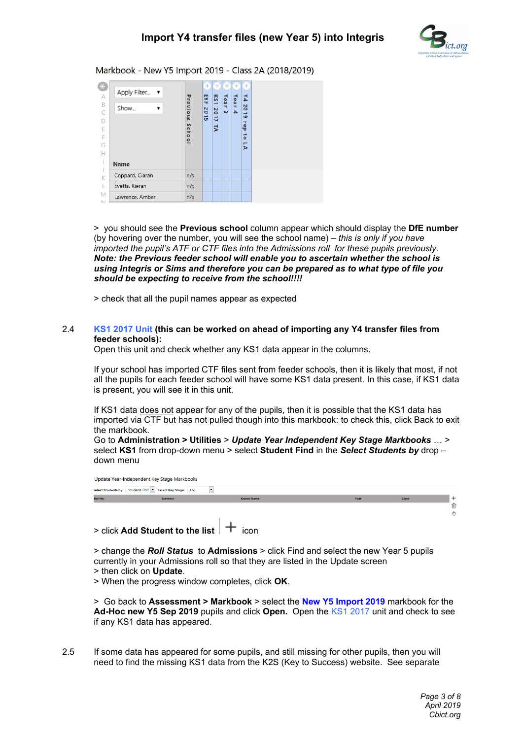Markbook - New Y5 Import 2019 - Class 2A (2018/2019)

| Name | Previous School | EYF 2015 | KS1 2017 TA | Year 3 | Year 4 | Y4 2019 rep to LA |
|---|---|---|---|---|---|---|
| Coppard, Ciaran | n/s | | | | | |
| Evetts, Kieran | n/s | | | | | |
| Lawrence, Amber | n/s | | | | | |

> you should see the **Previous school** column appear which should display the **DfE number** (by hovering over the number, you will see the school name) – *this is only if you have imported the pupil's ATF or CTF files into the Admissions roll for these pupils previously.* ***Note: the Previous feeder school will enable you to ascertain whether the school is using Integris or Sims and therefore you can be prepared as to what type of file you should be expecting to receive from the school!!!!***

> check that all the pupil names appear as expected

2.4 **KS1 2017 Unit (this can be worked on ahead of importing any Y4 transfer files from feeder schools):**
Open this unit and check whether any KS1 data appear in the columns.

If your school has imported CTF files sent from feeder schools, then it is likely that most, if not all the pupils for each feeder school will have some KS1 data present. In this case, if KS1 data is present, you will see it in this unit.

If KS1 data does not appear for any of the pupils, then it is possible that the KS1 data has imported via CTF but has not pulled though into this markbook: to check this, click Back to exit the markbook.
Go to **Administration > Utilities** > ***Update Year Independent Key Stage Markbooks*** … > select **KS1** from drop-down menu > select **Student Find** in the ***Select Students by*** drop – down menu

Update Year-Independent Key Stage Markbooks

Select Students by: Student Find — Select Key Stage: KS1

| Ref No. | Surname | Known Name | Year | Class |
|---|---|---|---|---|

> click **Add Student to the list** + icon

> change the ***Roll Status*** to **Admissions** > click Find and select the new Year 5 pupils currently in your Admissions roll so that they are listed in the Update screen
> then click on **Update**.
> When the progress window completes, click **OK**.

> Go back to **Assessment > Markbook** > select the **New Y5 Import 2019** markbook for the **Ad-Hoc new Y5 Sep 2019** pupils and click **Open.** Open the KS1 2017 unit and check to see if any KS1 data has appeared.

2.5 If some data has appeared for some pupils, and still missing for other pupils, then you will need to find the missing KS1 data from the K2S (Key to Success) website. See separate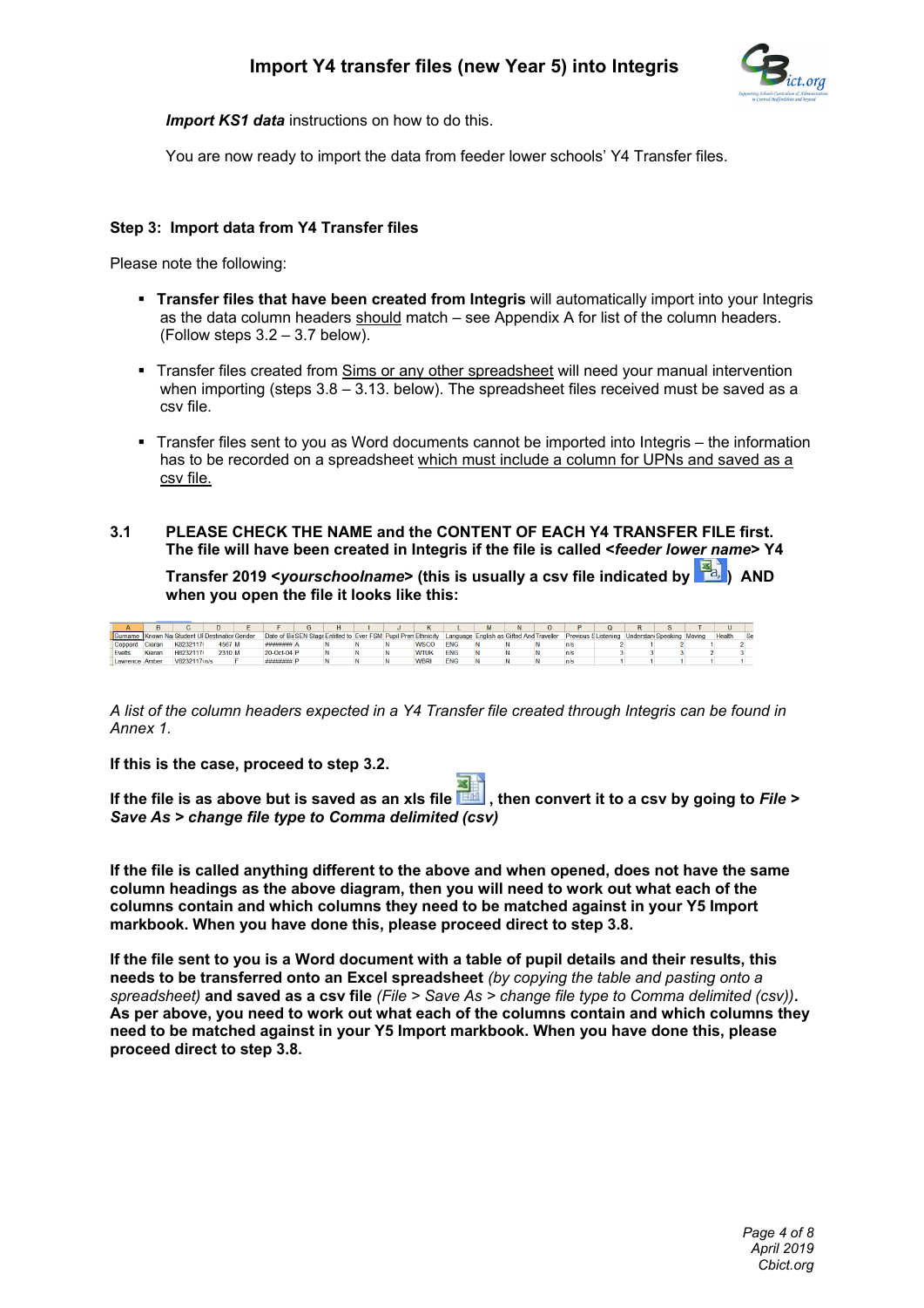**Import KS1 data** instructions on how to do this.

You are now ready to import the data from feeder lower schools' Y4 Transfer files.

**Step 3: Import data from Y4 Transfer files**

Please note the following:

- **Transfer files that have been created from Integris** will automatically import into your Integris as the data column headers should match – see Appendix A for list of the column headers. (Follow steps 3.2 – 3.7 below).
- Transfer files created from Sims or any other spreadsheet will need your manual intervention when importing (steps 3.8 – 3.13. below). The spreadsheet files received must be saved as a csv file.
- Transfer files sent to you as Word documents cannot be imported into Integris – the information has to be recorded on a spreadsheet which must include a column for UPNs and saved as a csv file.

**3.1 PLEASE CHECK THE NAME and the CONTENT OF EACH Y4 TRANSFER FILE first. The file will have been created in Integris if the file is called <*feeder lower name*> Y4 Transfer 2019 <*yourschoolname*> (this is usually a csv file indicated by ) AND when you open the file it looks like this:**

| A | B | C | D | E | F | G | H | I | J | K | L | M | N | O | P | Q | R | S | T | U | |
|---|---|---|---|---|---|---|---|---|---|---|---|---|---|---|---|---|---|---|---|---|---|
| Surname | Known Na | Student UI | Destination | Gender | Date of Bi | SEN Stage | Entitled to | Ever FSM | Pupil Prem | Ethnicity | Language | English as | Gifted And | Traveller | Previous S | Listening | Understan | Speaking | Moving | Health | Se |
| Coppord | Ciaran | K8232117I | 4567 | M | ######## | A | N | N | N | WSCO | ENG | N | N | N | n/s | 2 | 1 | 2 | 1 | 2 | |
| Evetts | Kieran | H8232117I | 2310 | M | 20-Oct-04 | P | N | N | N | WTUK | ENG | N | N | N | n/s | 3 | 3 | 3 | 2 | 3 | |
| Lawrence | Amber | V8232117I | n/s | F | ######## | P | N | N | N | WBRI | ENG | N | N | N | n/s | 1 | 1 | 1 | 1 | 1 | |

*A list of the column headers expected in a Y4 Transfer file created through Integris can be found in Annex 1.*

**If this is the case, proceed to step 3.2.**

**If the file is as above but is saved as an xls file , then convert it to a csv by going to *File > Save As > change file type to Comma delimited (csv)***

**If the file is called anything different to the above and when opened, does not have the same column headings as the above diagram, then you will need to work out what each of the columns contain and which columns they need to be matched against in your Y5 Import markbook. When you have done this, please proceed direct to step 3.8.**

**If the file sent to you is a Word document with a table of pupil details and their results, this needs to be transferred onto an Excel spreadsheet** *(by copying the table and pasting onto a spreadsheet)* **and saved as a csv file** *(File > Save As > change file type to Comma delimited (csv))***. As per above, you need to work out what each of the columns contain and which columns they need to be matched against in your Y5 Import markbook. When you have done this, please proceed direct to step 3.8.**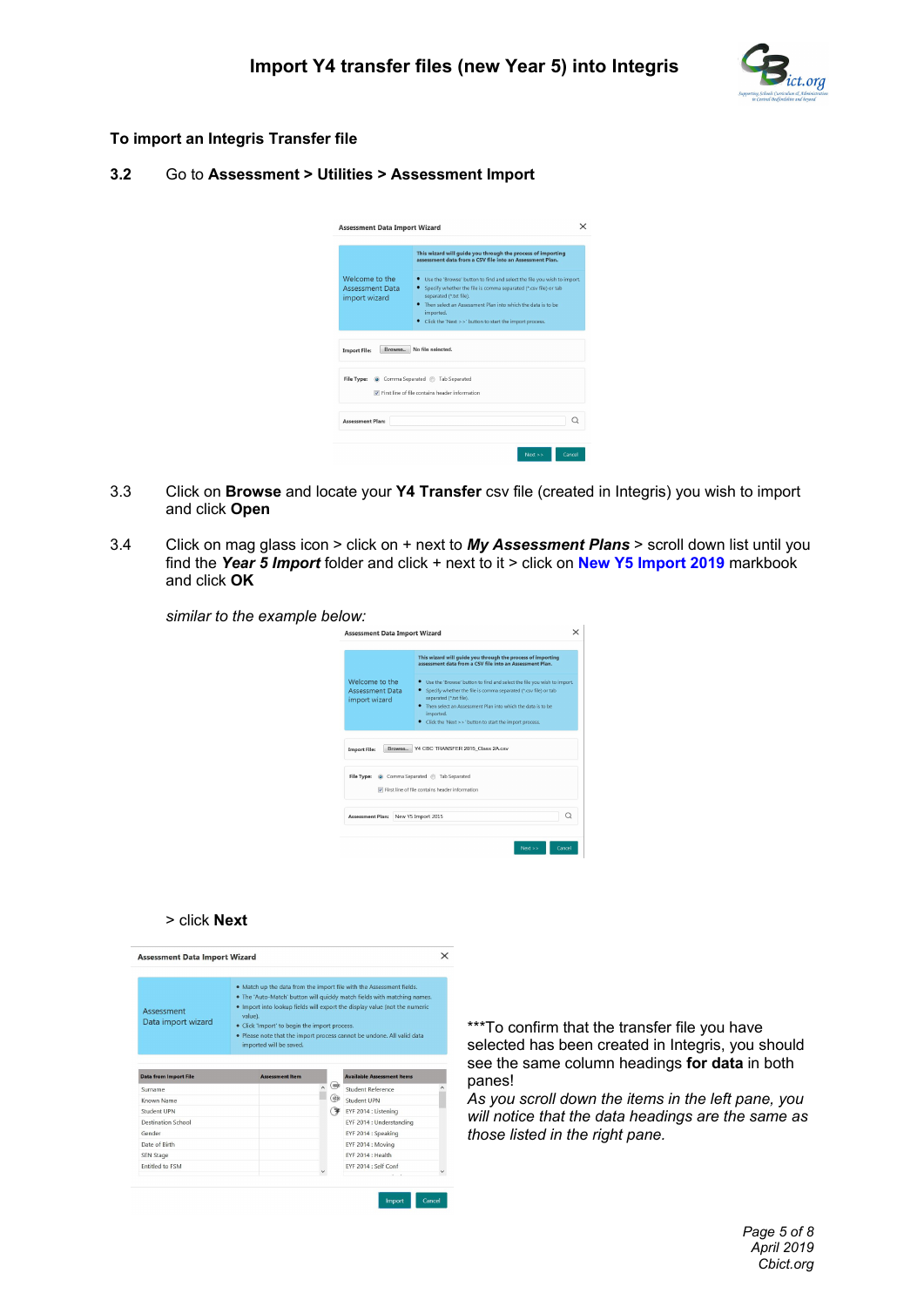To import an Integris Transfer file

3.2 Go to **Assessment > Utilities > Assessment Import**

3.3 Click on **Browse** and locate your **Y4 Transfer** csv file (created in Integris) you wish to import and click **Open**

3.4 Click on mag glass icon > click on + next to ***My Assessment Plans*** > scroll down list until you find the ***Year 5 Import*** folder and click + next to it > click on **New Y5 Import 2019** markbook and click **OK**

*similar to the example below:*

> click **Next**

***To confirm that the transfer file you have selected has been created in Integris, you should see the same column headings **for data** in both panes!
*As you scroll down the items in the left pane, you will notice that the data headings are the same as those listed in the right pane.*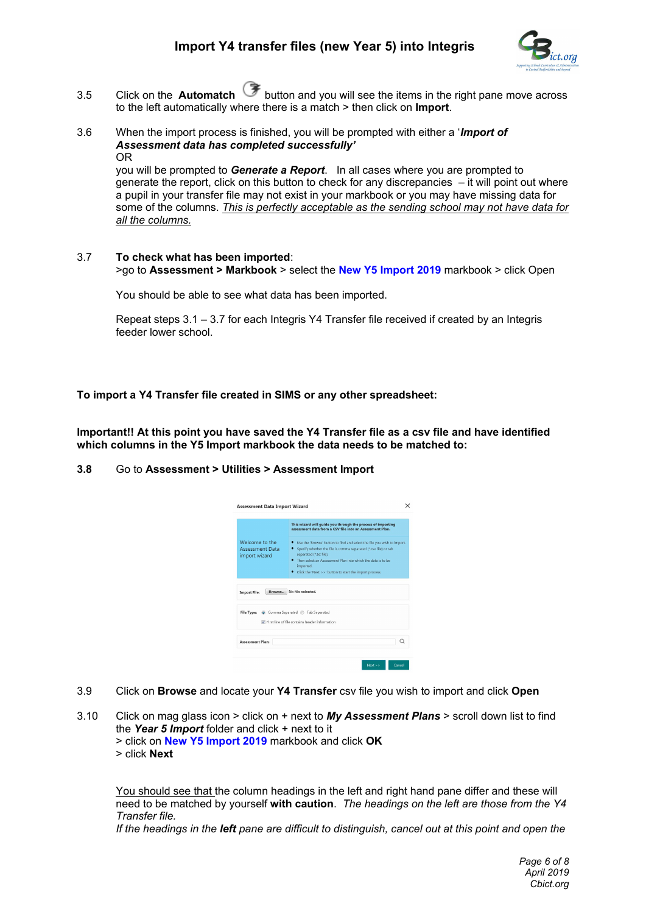3.5 Click on the **Automatch** button and you will see the items in the right pane move across to the left automatically where there is a match > then click on **Import**.

3.6 When the import process is finished, you will be prompted with either a '***Import of Assessment data has completed successfully'***
OR
you will be prompted to ***Generate a Report***. In all cases where you are prompted to generate the report, click on this button to check for any discrepancies – it will point out where a pupil in your transfer file may not exist in your markbook or you may have missing data for some of the columns. <u>*This is perfectly acceptable as the sending school may not have data for all the columns.*</u>

3.7 **To check what has been imported**:
>go to **Assessment > Markbook** > select the **New Y5 Import 2019** markbook > click Open

You should be able to see what data has been imported.

Repeat steps 3.1 – 3.7 for each Integris Y4 Transfer file received if created by an Integris feeder lower school.

**To import a Y4 Transfer file created in SIMS or any other spreadsheet:**

**Important!! At this point you have saved the Y4 Transfer file as a csv file and have identified which columns in the Y5 Import markbook the data needs to be matched to:**

**3.8** Go to **Assessment > Utilities > Assessment Import**

3.9 Click on **Browse** and locate your **Y4 Transfer** csv file you wish to import and click **Open**

3.10 Click on mag glass icon > click on + next to ***My Assessment Plans*** > scroll down list to find the ***Year 5 Import*** folder and click + next to it
> click on **New Y5 Import 2019** markbook and click **OK**
> click **Next**

<u>You should see that</u> the column headings in the left and right hand pane differ and these will need to be matched by yourself **with caution**. *The headings on the left are those from the Y4 Transfer file.*
*If the headings in the **left** pane are difficult to distinguish, cancel out at this point and open the*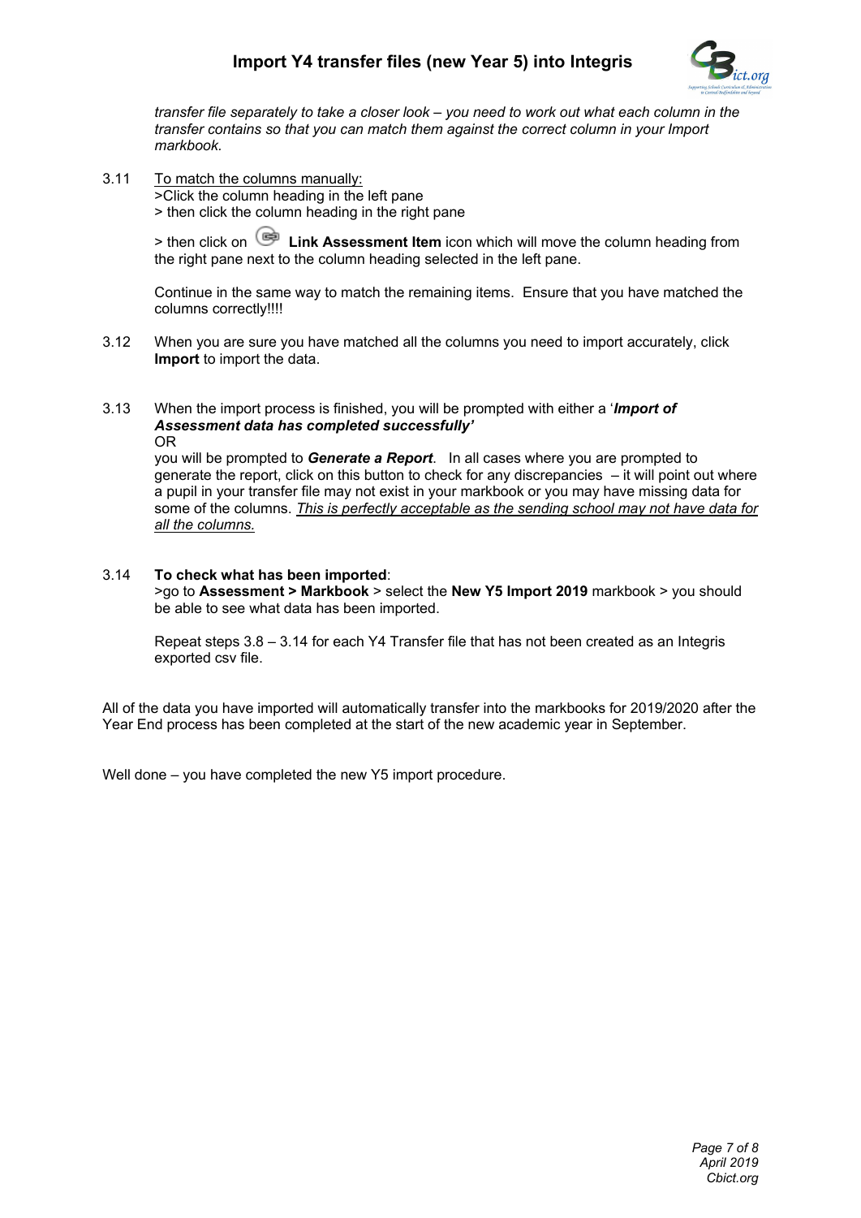*transfer file separately to take a closer look – you need to work out what each column in the transfer contains so that you can match them against the correct column in your Import markbook.*

3.11 To match the columns manually:
>Click the column heading in the left pane
> then click the column heading in the right pane

> then click on **Link Assessment Item** icon which will move the column heading from the right pane next to the column heading selected in the left pane.

Continue in the same way to match the remaining items. Ensure that you have matched the columns correctly!!!!

3.12 When you are sure you have matched all the columns you need to import accurately, click **Import** to import the data.

3.13 When the import process is finished, you will be prompted with either a '***Import of Assessment data has completed successfully'***
OR
you will be prompted to ***Generate a Report***. In all cases where you are prompted to generate the report, click on this button to check for any discrepancies – it will point out where a pupil in your transfer file may not exist in your markbook or you may have missing data for some of the columns. *This is perfectly acceptable as the sending school may not have data for all the columns.*

3.14 **To check what has been imported**:
>go to **Assessment > Markbook** > select the **New Y5 Import 2019** markbook > you should be able to see what data has been imported.

Repeat steps 3.8 – 3.14 for each Y4 Transfer file that has not been created as an Integris exported csv file.

All of the data you have imported will automatically transfer into the markbooks for 2019/2020 after the Year End process has been completed at the start of the new academic year in September.

Well done – you have completed the new Y5 import procedure.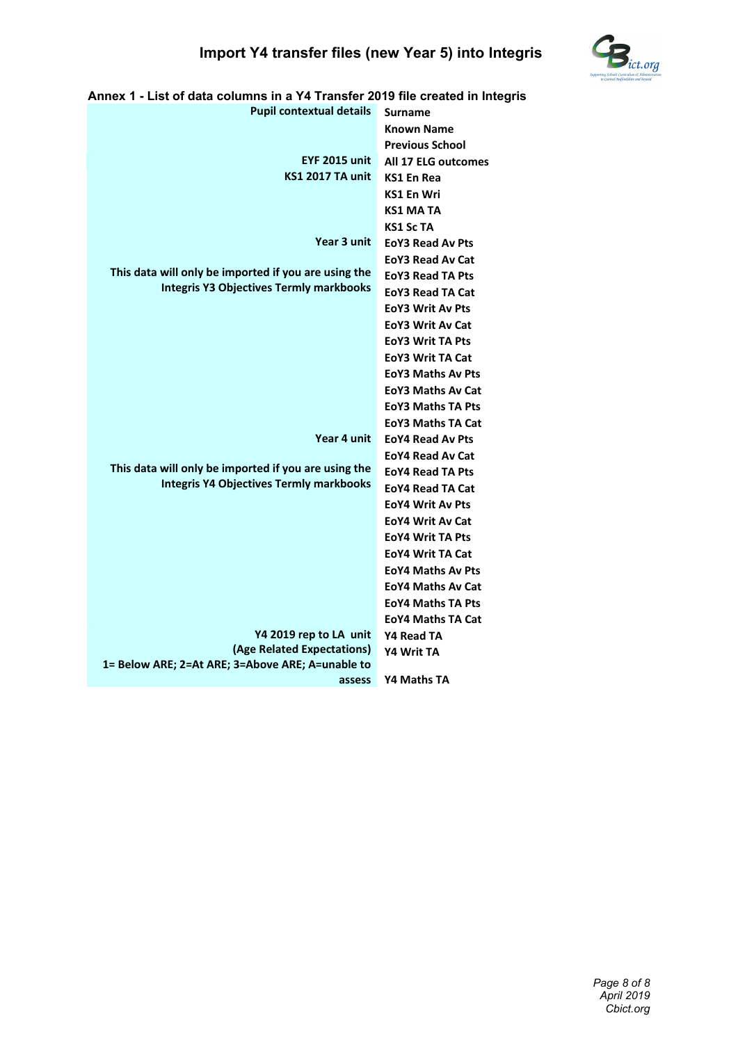## Annex 1 - List of data columns in a Y4 Transfer 2019 file created in Integris

| | |
|---|---|
| **Pupil contextual details** | **Surname** |
| | **Known Name** |
| | **Previous School** |
| **EYF 2015 unit** | **All 17 ELG outcomes** |
| **KS1 2017 TA unit** | **KS1 En Rea** |
| | **KS1 En Wri** |
| | **KS1 MA TA** |
| | **KS1 Sc TA** |
| **Year 3 unit** | **EoY3 Read Av Pts** |
| | **EoY3 Read Av Cat** |
| **This data will only be imported if you are using the Integris Y3 Objectives Termly markbooks** | **EoY3 Read TA Pts** |
| | **EoY3 Read TA Cat** |
| | **EoY3 Writ Av Pts** |
| | **EoY3 Writ Av Cat** |
| | **EoY3 Writ TA Pts** |
| | **EoY3 Writ TA Cat** |
| | **EoY3 Maths Av Pts** |
| | **EoY3 Maths Av Cat** |
| | **EoY3 Maths TA Pts** |
| | **EoY3 Maths TA Cat** |
| **Year 4 unit** | **EoY4 Read Av Pts** |
| | **EoY4 Read Av Cat** |
| **This data will only be imported if you are using the Integris Y4 Objectives Termly markbooks** | **EoY4 Read TA Pts** |
| | **EoY4 Read TA Cat** |
| | **EoY4 Writ Av Pts** |
| | **EoY4 Writ Av Cat** |
| | **EoY4 Writ TA Pts** |
| | **EoY4 Writ TA Cat** |
| | **EoY4 Maths Av Pts** |
| | **EoY4 Maths Av Cat** |
| | **EoY4 Maths TA Pts** |
| | **EoY4 Maths TA Cat** |
| **Y4 2019 rep to LA unit** | **Y4 Read TA** |
| **(Age Related Expectations)** | **Y4 Writ TA** |
| **1= Below ARE; 2=At ARE; 3=Above ARE; A=unable to assess** | **Y4 Maths TA** |

*April 2019*
*Cbict.org*